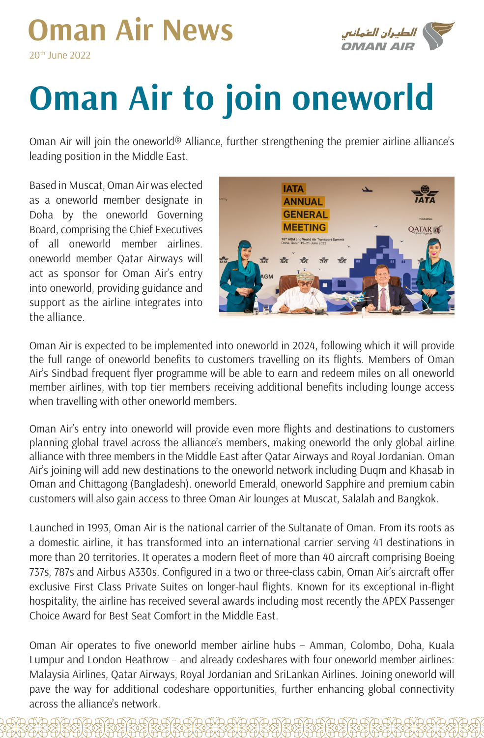# Oman Air News

20th June 2022

# Oman Air to join oneworld

Oman Air will join the oneworld® Alliance, further strengthening the premier airline alliance's leading position in the Middle East.

Based in Muscat, Oman Air was elected as a oneworld member designate in Doha by the oneworld Governing Board, comprising the Chief Executives of all oneworld member airlines. oneworld member Qatar Airways will act as sponsor for Oman Air's entry into oneworld, providing guidance and support as the airline integrates into the alliance.

Oman Air is expected to be implemented into oneworld in 2024, following which it will provide the full range of oneworld benefits to customers travelling on its flights. Members of Oman Air's Sindbad frequent flyer programme will be able to earn and redeem miles on all oneworld member airlines, with top tier members receiving additional benefits including lounge access when travelling with other oneworld members.

Oman Air's entry into oneworld will provide even more flights and destinations to customers planning global travel across the alliance's members, making oneworld the only global airline alliance with three members in the Middle East after Qatar Airways and Royal Jordanian. Oman Air's joining will add new destinations to the oneworld network including Duqm and Khasab in Oman and Chittagong (Bangladesh). oneworld Emerald, oneworld Sapphire and premium cabin customers will also gain access to three Oman Air lounges at Muscat, Salalah and Bangkok.

Launched in 1993, Oman Air is the national carrier of the Sultanate of Oman. From its roots as a domestic airline, it has transformed into an international carrier serving 41 destinations in more than 20 territories. It operates a modern fleet of more than 40 aircraft comprising Boeing 737s, 787s and Airbus A330s. Configured in a two or three-class cabin, Oman Air's aircraft offer exclusive First Class Private Suites on longer-haul flights. Known for its exceptional in-flight hospitality, the airline has received several awards including most recently the APEX Passenger Choice Award for Best Seat Comfort in the Middle East.

Oman Air operates to five oneworld member airline hubs – Amman, Colombo, Doha, Kuala Lumpur and London Heathrow – and already codeshares with four oneworld member airlines: Malaysia Airlines, Qatar Airways, Royal Jordanian and SriLankan Airlines. Joining oneworld will pave the way for additional codeshare opportunities, further enhancing global connectivity across the alliance's network.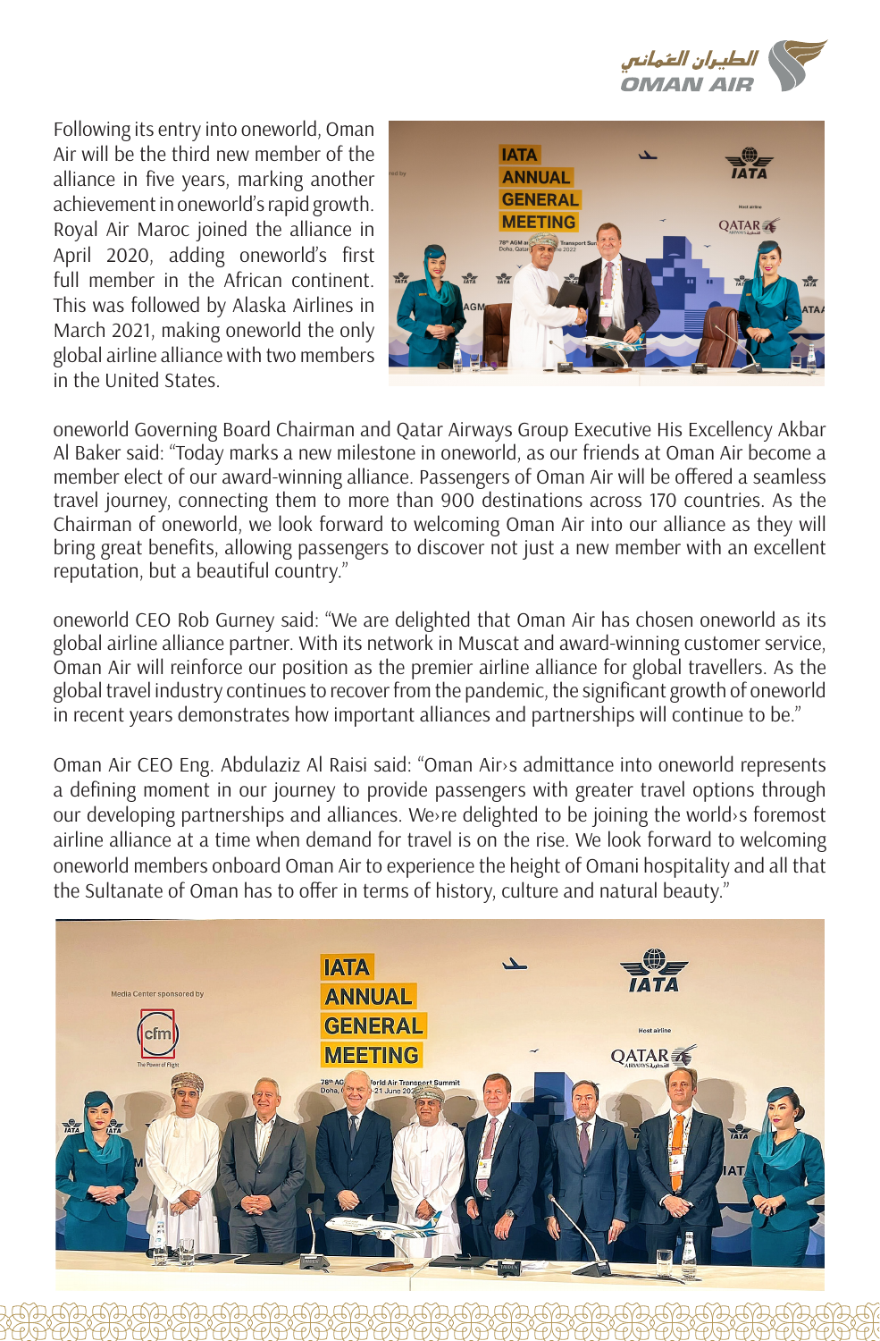Following its entry into oneworld, Oman Air will be the third new member of the alliance in five years, marking another achievement in oneworld's rapid growth. Royal Air Maroc joined the alliance in April 2020, adding oneworld's first full member in the African continent. This was followed by Alaska Airlines in March 2021, making oneworld the only global airline alliance with two members in the United States.

oneworld Governing Board Chairman and Qatar Airways Group Executive His Excellency Akbar Al Baker said: "Today marks a new milestone in oneworld, as our friends at Oman Air become a member elect of our award-winning alliance. Passengers of Oman Air will be offered a seamless travel journey, connecting them to more than 900 destinations across 170 countries. As the Chairman of oneworld, we look forward to welcoming Oman Air into our alliance as they will bring great benefits, allowing passengers to discover not just a new member with an excellent reputation, but a beautiful country."

oneworld CEO Rob Gurney said: "We are delighted that Oman Air has chosen oneworld as its global airline alliance partner. With its network in Muscat and award-winning customer service, Oman Air will reinforce our position as the premier airline alliance for global travellers. As the global travel industry continues to recover from the pandemic, the significant growth of oneworld in recent years demonstrates how important alliances and partnerships will continue to be."

Oman Air CEO Eng. Abdulaziz Al Raisi said: "Oman Air›s admittance into oneworld represents a defining moment in our journey to provide passengers with greater travel options through our developing partnerships and alliances. We›re delighted to be joining the world›s foremost airline alliance at a time when demand for travel is on the rise. We look forward to welcoming oneworld members onboard Oman Air to experience the height of Omani hospitality and all that the Sultanate of Oman has to offer in terms of history, culture and natural beauty."